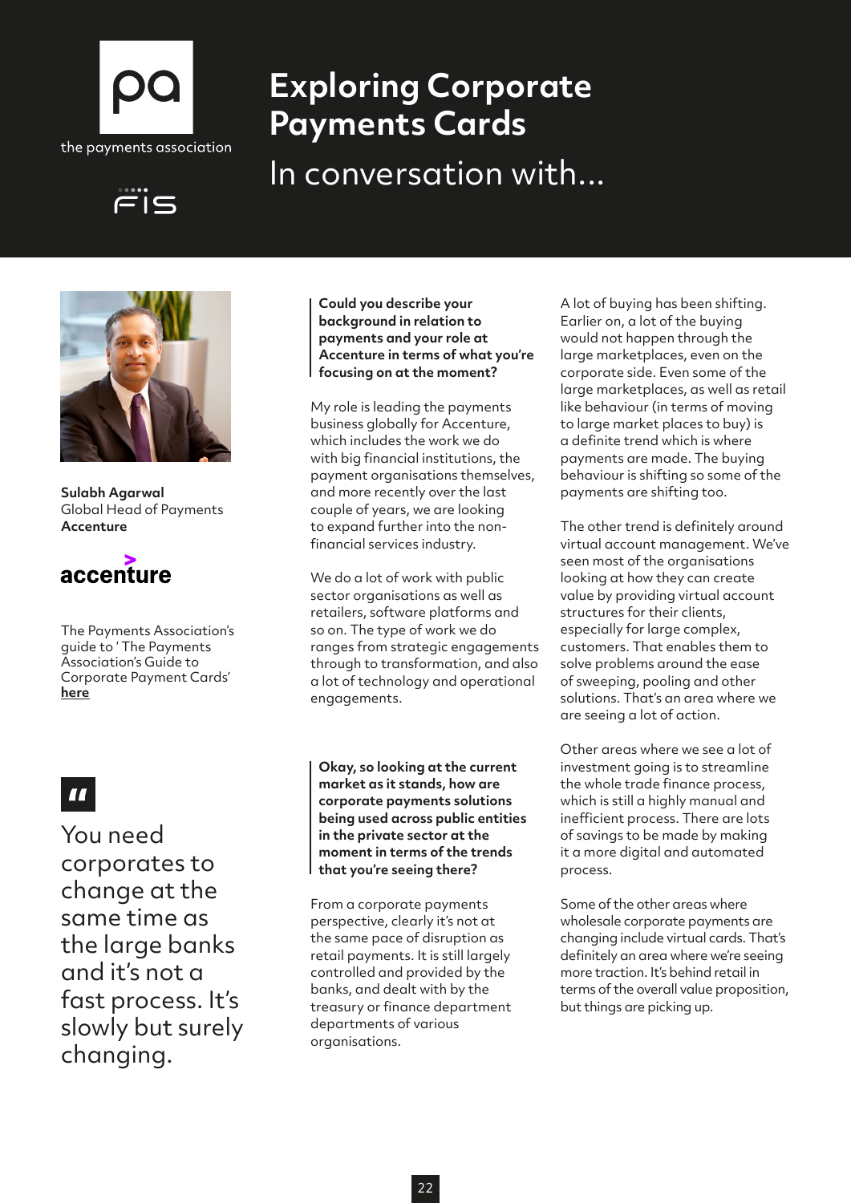the payments association

# Exploring Corporate Payments Cards

## In conversation with...

**Sulabh Agarwal**
Global Head of Payments
**Accenture**

The Payments Association's guide to ' The Payments Association's Guide to Corporate Payment Cards' **here**

> You need corporates to change at the same time as the large banks and it's not a fast process. It's slowly but surely changing.

**Could you describe your background in relation to payments and your role at Accenture in terms of what you're focusing on at the moment?**

My role is leading the payments business globally for Accenture, which includes the work we do with big financial institutions, the payment organisations themselves, and more recently over the last couple of years, we are looking to expand further into the non-financial services industry.

We do a lot of work with public sector organisations as well as retailers, software platforms and so on. The type of work we do ranges from strategic engagements through to transformation, and also a lot of technology and operational engagements.

**Okay, so looking at the current market as it stands, how are corporate payments solutions being used across public entities in the private sector at the moment in terms of the trends that you're seeing there?**

From a corporate payments perspective, clearly it's not at the same pace of disruption as retail payments. It is still largely controlled and provided by the banks, and dealt with by the treasury or finance department departments of various organisations.

A lot of buying has been shifting. Earlier on, a lot of the buying would not happen through the large marketplaces, even on the corporate side. Even some of the large marketplaces, as well as retail like behaviour (in terms of moving to large market places to buy) is a definite trend which is where payments are made. The buying behaviour is shifting so some of the payments are shifting too.

The other trend is definitely around virtual account management. We've seen most of the organisations looking at how they can create value by providing virtual account structures for their clients, especially for large complex, customers. That enables them to solve problems around the ease of sweeping, pooling and other solutions. That's an area where we are seeing a lot of action.

Other areas where we see a lot of investment going is to streamline the whole trade finance process, which is still a highly manual and inefficient process. There are lots of savings to be made by making it a more digital and automated process.

Some of the other areas where wholesale corporate payments are changing include virtual cards. That's definitely an area where we're seeing more traction. It's behind retail in terms of the overall value proposition, but things are picking up.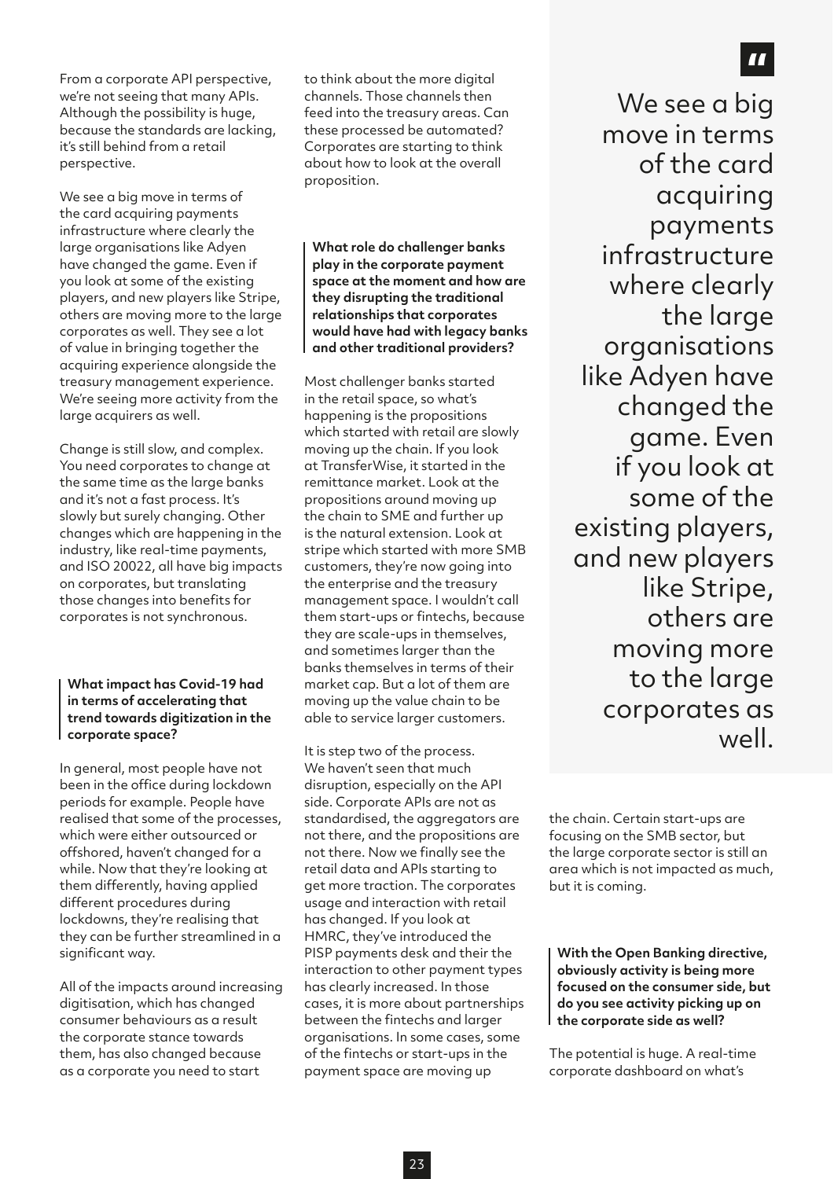From a corporate API perspective, we're not seeing that many APIs. Although the possibility is huge, because the standards are lacking, it's still behind from a retail perspective.

We see a big move in terms of the card acquiring payments infrastructure where clearly the large organisations like Adyen have changed the game. Even if you look at some of the existing players, and new players like Stripe, others are moving more to the large corporates as well. They see a lot of value in bringing together the acquiring experience alongside the treasury management experience. We're seeing more activity from the large acquirers as well.

Change is still slow, and complex. You need corporates to change at the same time as the large banks and it's not a fast process. It's slowly but surely changing. Other changes which are happening in the industry, like real-time payments, and ISO 20022, all have big impacts on corporates, but translating those changes into benefits for corporates is not synchronous.

**What impact has Covid-19 had in terms of accelerating that trend towards digitization in the corporate space?**

In general, most people have not been in the office during lockdown periods for example. People have realised that some of the processes, which were either outsourced or offshored, haven't changed for a while. Now that they're looking at them differently, having applied different procedures during lockdowns, they're realising that they can be further streamlined in a significant way.

All of the impacts around increasing digitisation, which has changed consumer behaviours as a result the corporate stance towards them, has also changed because as a corporate you need to start to think about the more digital channels. Those channels then feed into the treasury areas. Can these processed be automated? Corporates are starting to think about how to look at the overall proposition.

**What role do challenger banks play in the corporate payment space at the moment and how are they disrupting the traditional relationships that corporates would have had with legacy banks and other traditional providers?**

Most challenger banks started in the retail space, so what's happening is the propositions which started with retail are slowly moving up the chain. If you look at TransferWise, it started in the remittance market. Look at the propositions around moving up the chain to SME and further up is the natural extension. Look at stripe which started with more SMB customers, they're now going into the enterprise and the treasury management space. I wouldn't call them start-ups or fintechs, because they are scale-ups in themselves, and sometimes larger than the banks themselves in terms of their market cap. But a lot of them are moving up the value chain to be able to service larger customers.

It is step two of the process. We haven't seen that much disruption, especially on the API side. Corporate APIs are not as standardised, the aggregators are not there, and the propositions are not there. Now we finally see the retail data and APIs starting to get more traction. The corporates usage and interaction with retail has changed. If you look at HMRC, they've introduced the PISP payments desk and their the interaction to other payment types has clearly increased. In those cases, it is more about partnerships between the fintechs and larger organisations. In some cases, some of the fintechs or start-ups in the payment space are moving up the chain. Certain start-ups are focusing on the SMB sector, but the large corporate sector is still an area which is not impacted as much, but it is coming.

> We see a big move in terms of the card acquiring payments infrastructure where clearly the large organisations like Adyen have changed the game. Even if you look at some of the existing players, and new players like Stripe, others are moving more to the large corporates as well.

**With the Open Banking directive, obviously activity is being more focused on the consumer side, but do you see activity picking up on the corporate side as well?**

The potential is huge. A real-time corporate dashboard on what's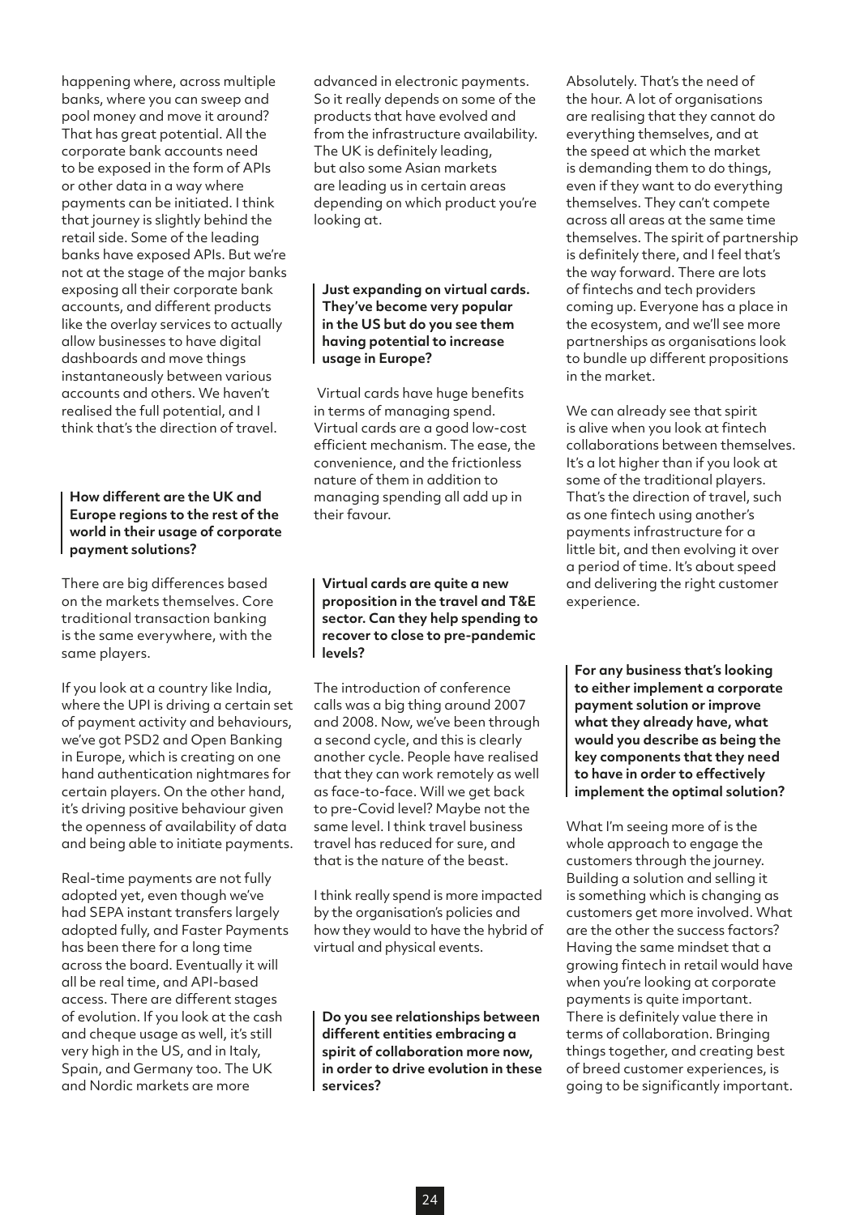happening where, across multiple banks, where you can sweep and pool money and move it around? That has great potential. All the corporate bank accounts need to be exposed in the form of APIs or other data in a way where payments can be initiated. I think that journey is slightly behind the retail side. Some of the leading banks have exposed APIs. But we're not at the stage of the major banks exposing all their corporate bank accounts, and different products like the overlay services to actually allow businesses to have digital dashboards and move things instantaneously between various accounts and others. We haven't realised the full potential, and I think that's the direction of travel.

**How different are the UK and Europe regions to the rest of the world in their usage of corporate payment solutions?**

There are big differences based on the markets themselves. Core traditional transaction banking is the same everywhere, with the same players.

If you look at a country like India, where the UPI is driving a certain set of payment activity and behaviours, we've got PSD2 and Open Banking in Europe, which is creating on one hand authentication nightmares for certain players. On the other hand, it's driving positive behaviour given the openness of availability of data and being able to initiate payments.

Real-time payments are not fully adopted yet, even though we've had SEPA instant transfers largely adopted fully, and Faster Payments has been there for a long time across the board. Eventually it will all be real time, and API-based access. There are different stages of evolution. If you look at the cash and cheque usage as well, it's still very high in the US, and in Italy, Spain, and Germany too. The UK and Nordic markets are more advanced in electronic payments. So it really depends on some of the products that have evolved and from the infrastructure availability. The UK is definitely leading, but also some Asian markets are leading us in certain areas depending on which product you're looking at.

**Just expanding on virtual cards. They've become very popular in the US but do you see them having potential to increase usage in Europe?**

Virtual cards have huge benefits in terms of managing spend. Virtual cards are a good low-cost efficient mechanism. The ease, the convenience, and the frictionless nature of them in addition to managing spending all add up in their favour.

**Virtual cards are quite a new proposition in the travel and T&E sector. Can they help spending to recover to close to pre-pandemic levels?**

The introduction of conference calls was a big thing around 2007 and 2008. Now, we've been through a second cycle, and this is clearly another cycle. People have realised that they can work remotely as well as face-to-face. Will we get back to pre-Covid level? Maybe not the same level. I think travel business travel has reduced for sure, and that is the nature of the beast.

I think really spend is more impacted by the organisation's policies and how they would to have the hybrid of virtual and physical events.

**Do you see relationships between different entities embracing a spirit of collaboration more now, in order to drive evolution in these services?**

Absolutely. That's the need of the hour. A lot of organisations are realising that they cannot do everything themselves, and at the speed at which the market is demanding them to do things, even if they want to do everything themselves. They can't compete across all areas at the same time themselves. The spirit of partnership is definitely there, and I feel that's the way forward. There are lots of fintechs and tech providers coming up. Everyone has a place in the ecosystem, and we'll see more partnerships as organisations look to bundle up different propositions in the market.

We can already see that spirit is alive when you look at fintech collaborations between themselves. It's a lot higher than if you look at some of the traditional players. That's the direction of travel, such as one fintech using another's payments infrastructure for a little bit, and then evolving it over a period of time. It's about speed and delivering the right customer experience.

**For any business that's looking to either implement a corporate payment solution or improve what they already have, what would you describe as being the key components that they need to have in order to effectively implement the optimal solution?**

What I'm seeing more of is the whole approach to engage the customers through the journey. Building a solution and selling it is something which is changing as customers get more involved. What are the other the success factors? Having the same mindset that a growing fintech in retail would have when you're looking at corporate payments is quite important. There is definitely value there in terms of collaboration. Bringing things together, and creating best of breed customer experiences, is going to be significantly important.